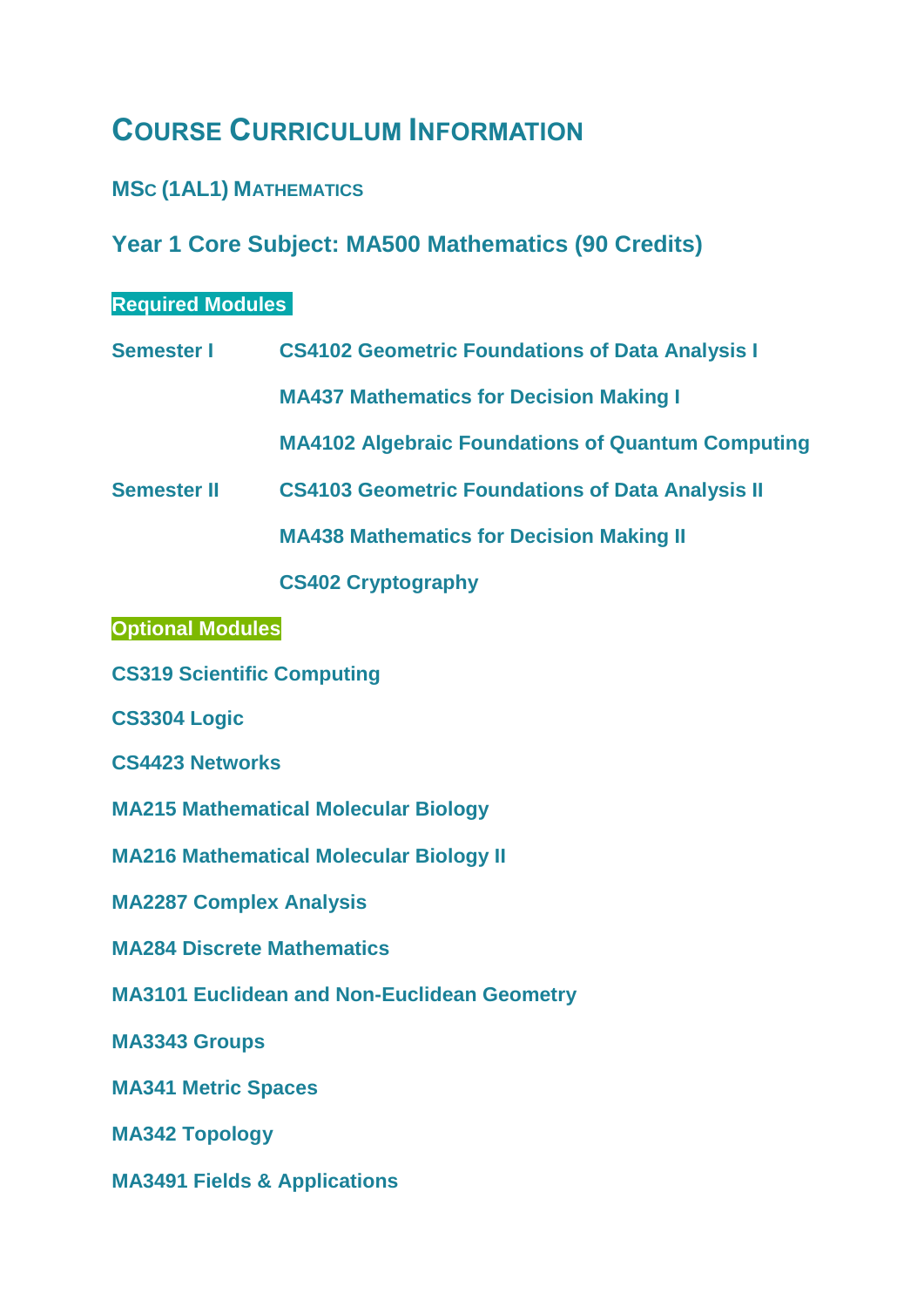# Course Curriculum Information

## MSc (1AL1) Mathematics

### Year 1 Core Subject: MA500 Mathematics (90 Credits)

**Required Modules**

| | |
|---|---|
| **Semester I** | **CS4102 Geometric Foundations of Data Analysis I** |
| | **MA437 Mathematics for Decision Making I** |
| | **MA4102 Algebraic Foundations of Quantum Computing** |
| **Semester II** | **CS4103 Geometric Foundations of Data Analysis II** |
| | **MA438 Mathematics for Decision Making II** |
| | **CS402 Cryptography** |

**Optional Modules**

**CS319 Scientific Computing**

**CS3304 Logic**

**CS4423 Networks**

**MA215 Mathematical Molecular Biology**

**MA216 Mathematical Molecular Biology II**

**MA2287 Complex Analysis**

**MA284 Discrete Mathematics**

**MA3101 Euclidean and Non-Euclidean Geometry**

**MA3343 Groups**

**MA341 Metric Spaces**

**MA342 Topology**

**MA3491 Fields & Applications**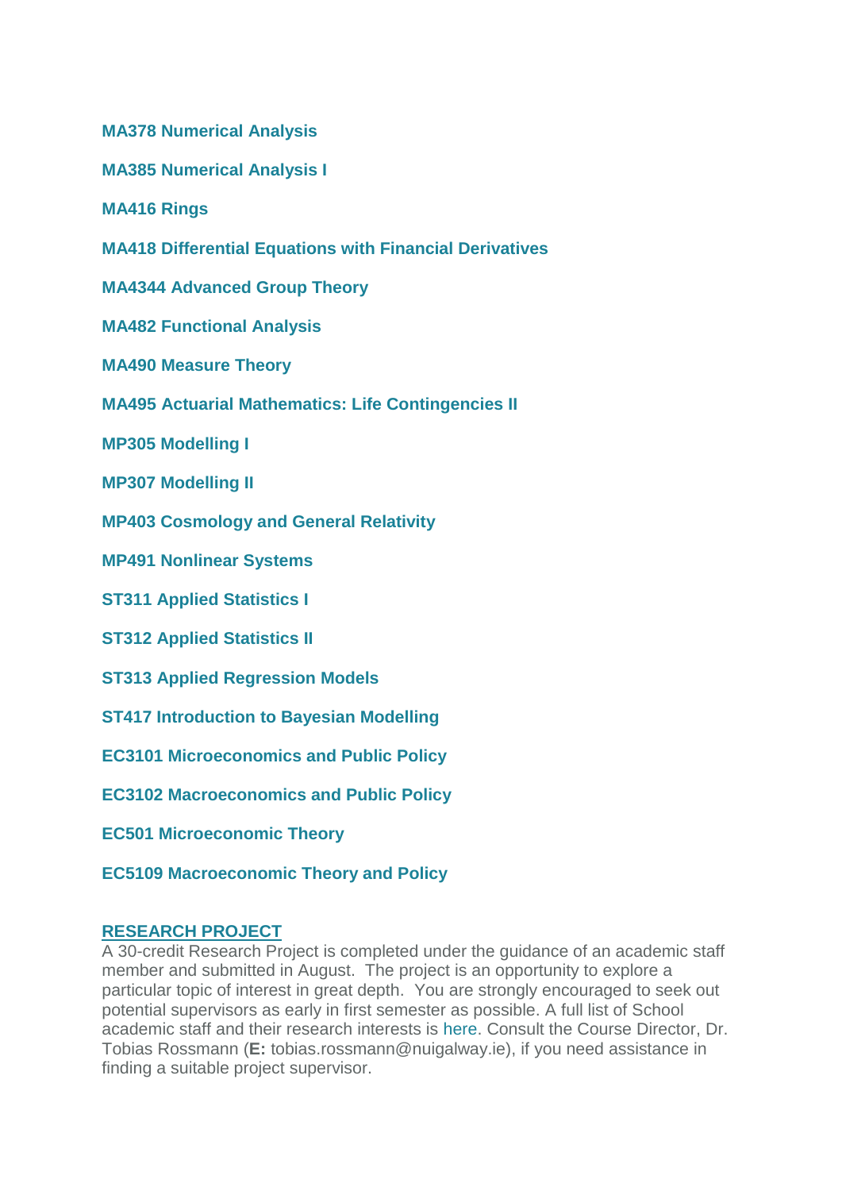**MA378 Numerical Analysis**

**MA385 Numerical Analysis I**

**MA416 Rings**

**MA418 Differential Equations with Financial Derivatives**

**MA4344 Advanced Group Theory**

**MA482 Functional Analysis**

**MA490 Measure Theory**

**MA495 Actuarial Mathematics: Life Contingencies II**

**MP305 Modelling I**

**MP307 Modelling II**

**MP403 Cosmology and General Relativity**

**MP491 Nonlinear Systems**

**ST311 Applied Statistics I**

**ST312 Applied Statistics II**

**ST313 Applied Regression Models**

**ST417 Introduction to Bayesian Modelling**

**EC3101 Microeconomics and Public Policy**

**EC3102 Macroeconomics and Public Policy**

**EC501 Microeconomic Theory**

**EC5109 Macroeconomic Theory and Policy**

**RESEARCH PROJECT**

A 30-credit Research Project is completed under the guidance of an academic staff member and submitted in August. The project is an opportunity to explore a particular topic of interest in great depth. You are strongly encouraged to seek out potential supervisors as early in first semester as possible. A full list of School academic staff and their research interests is here. Consult the Course Director, Dr. Tobias Rossmann (**E:** tobias.rossmann@nuigalway.ie), if you need assistance in finding a suitable project supervisor.